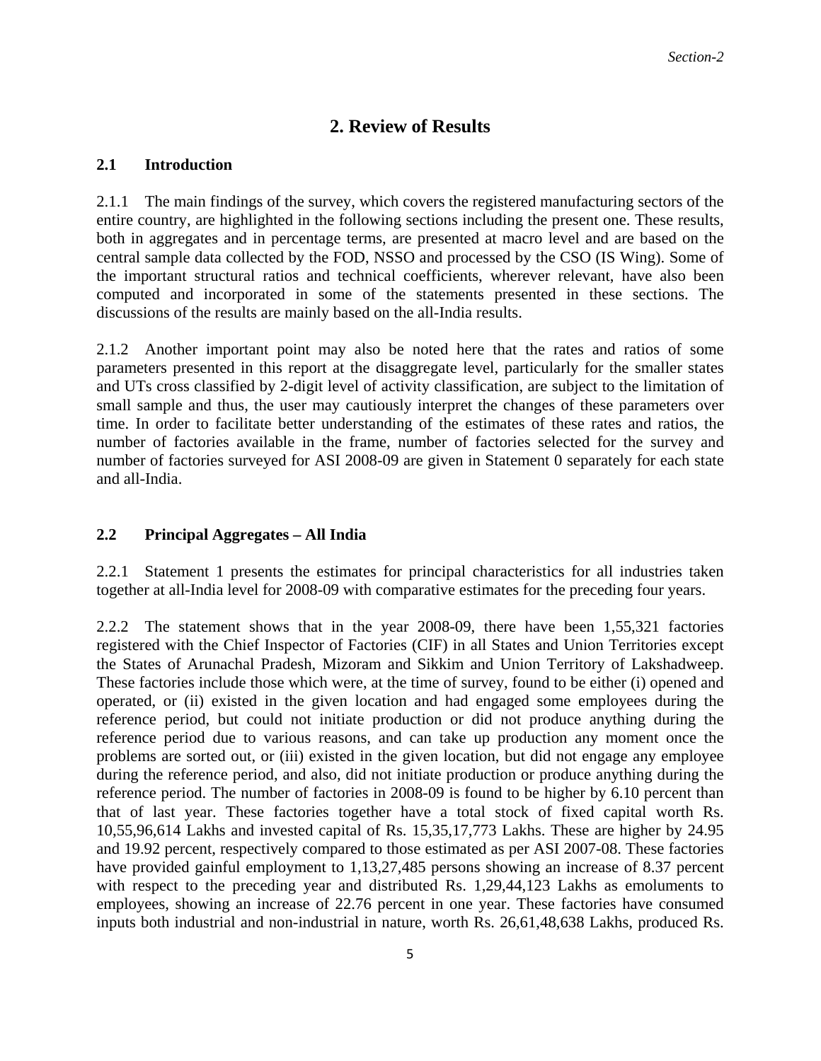# 2. Review of Results

## 2.1 Introduction

2.1.1 The main findings of the survey, which covers the registered manufacturing sectors of the entire country, are highlighted in the following sections including the present one. These results, both in aggregates and in percentage terms, are presented at macro level and are based on the central sample data collected by the FOD, NSSO and processed by the CSO (IS Wing). Some of the important structural ratios and technical coefficients, wherever relevant, have also been computed and incorporated in some of the statements presented in these sections. The discussions of the results are mainly based on the all-India results.

2.1.2 Another important point may also be noted here that the rates and ratios of some parameters presented in this report at the disaggregate level, particularly for the smaller states and UTs cross classified by 2-digit level of activity classification, are subject to the limitation of small sample and thus, the user may cautiously interpret the changes of these parameters over time. In order to facilitate better understanding of the estimates of these rates and ratios, the number of factories available in the frame, number of factories selected for the survey and number of factories surveyed for ASI 2008-09 are given in Statement 0 separately for each state and all-India.

## 2.2 Principal Aggregates – All India

2.2.1 Statement 1 presents the estimates for principal characteristics for all industries taken together at all-India level for 2008-09 with comparative estimates for the preceding four years.

2.2.2 The statement shows that in the year 2008-09, there have been 1,55,321 factories registered with the Chief Inspector of Factories (CIF) in all States and Union Territories except the States of Arunachal Pradesh, Mizoram and Sikkim and Union Territory of Lakshadweep. These factories include those which were, at the time of survey, found to be either (i) opened and operated, or (ii) existed in the given location and had engaged some employees during the reference period, but could not initiate production or did not produce anything during the reference period due to various reasons, and can take up production any moment once the problems are sorted out, or (iii) existed in the given location, but did not engage any employee during the reference period, and also, did not initiate production or produce anything during the reference period. The number of factories in 2008-09 is found to be higher by 6.10 percent than that of last year. These factories together have a total stock of fixed capital worth Rs. 10,55,96,614 Lakhs and invested capital of Rs. 15,35,17,773 Lakhs. These are higher by 24.95 and 19.92 percent, respectively compared to those estimated as per ASI 2007-08. These factories have provided gainful employment to 1,13,27,485 persons showing an increase of 8.37 percent with respect to the preceding year and distributed Rs. 1,29,44,123 Lakhs as emoluments to employees, showing an increase of 22.76 percent in one year. These factories have consumed inputs both industrial and non-industrial in nature, worth Rs. 26,61,48,638 Lakhs, produced Rs.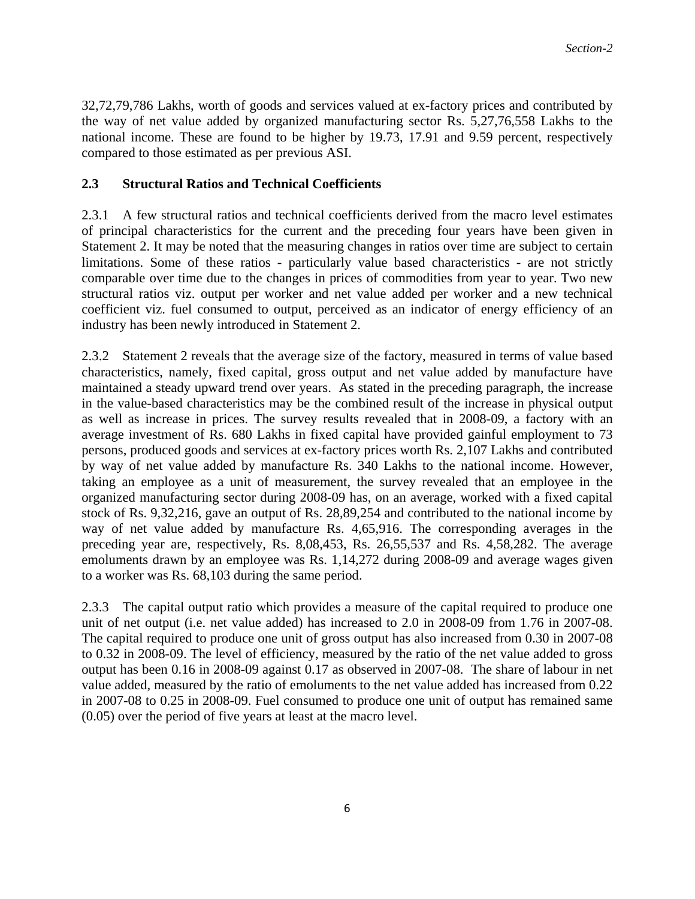32,72,79,786 Lakhs, worth of goods and services valued at ex-factory prices and contributed by the way of net value added by organized manufacturing sector Rs. 5,27,76,558 Lakhs to the national income. These are found to be higher by 19.73, 17.91 and 9.59 percent, respectively compared to those estimated as per previous ASI.

## 2.3 Structural Ratios and Technical Coefficients

2.3.1 A few structural ratios and technical coefficients derived from the macro level estimates of principal characteristics for the current and the preceding four years have been given in Statement 2. It may be noted that the measuring changes in ratios over time are subject to certain limitations. Some of these ratios - particularly value based characteristics - are not strictly comparable over time due to the changes in prices of commodities from year to year. Two new structural ratios viz. output per worker and net value added per worker and a new technical coefficient viz. fuel consumed to output, perceived as an indicator of energy efficiency of an industry has been newly introduced in Statement 2.

2.3.2 Statement 2 reveals that the average size of the factory, measured in terms of value based characteristics, namely, fixed capital, gross output and net value added by manufacture have maintained a steady upward trend over years. As stated in the preceding paragraph, the increase in the value-based characteristics may be the combined result of the increase in physical output as well as increase in prices. The survey results revealed that in 2008-09, a factory with an average investment of Rs. 680 Lakhs in fixed capital have provided gainful employment to 73 persons, produced goods and services at ex-factory prices worth Rs. 2,107 Lakhs and contributed by way of net value added by manufacture Rs. 340 Lakhs to the national income. However, taking an employee as a unit of measurement, the survey revealed that an employee in the organized manufacturing sector during 2008-09 has, on an average, worked with a fixed capital stock of Rs. 9,32,216, gave an output of Rs. 28,89,254 and contributed to the national income by way of net value added by manufacture Rs. 4,65,916. The corresponding averages in the preceding year are, respectively, Rs. 8,08,453, Rs. 26,55,537 and Rs. 4,58,282. The average emoluments drawn by an employee was Rs. 1,14,272 during 2008-09 and average wages given to a worker was Rs. 68,103 during the same period.

2.3.3 The capital output ratio which provides a measure of the capital required to produce one unit of net output (i.e. net value added) has increased to 2.0 in 2008-09 from 1.76 in 2007-08. The capital required to produce one unit of gross output has also increased from 0.30 in 2007-08 to 0.32 in 2008-09. The level of efficiency, measured by the ratio of the net value added to gross output has been 0.16 in 2008-09 against 0.17 as observed in 2007-08. The share of labour in net value added, measured by the ratio of emoluments to the net value added has increased from 0.22 in 2007-08 to 0.25 in 2008-09. Fuel consumed to produce one unit of output has remained same (0.05) over the period of five years at least at the macro level.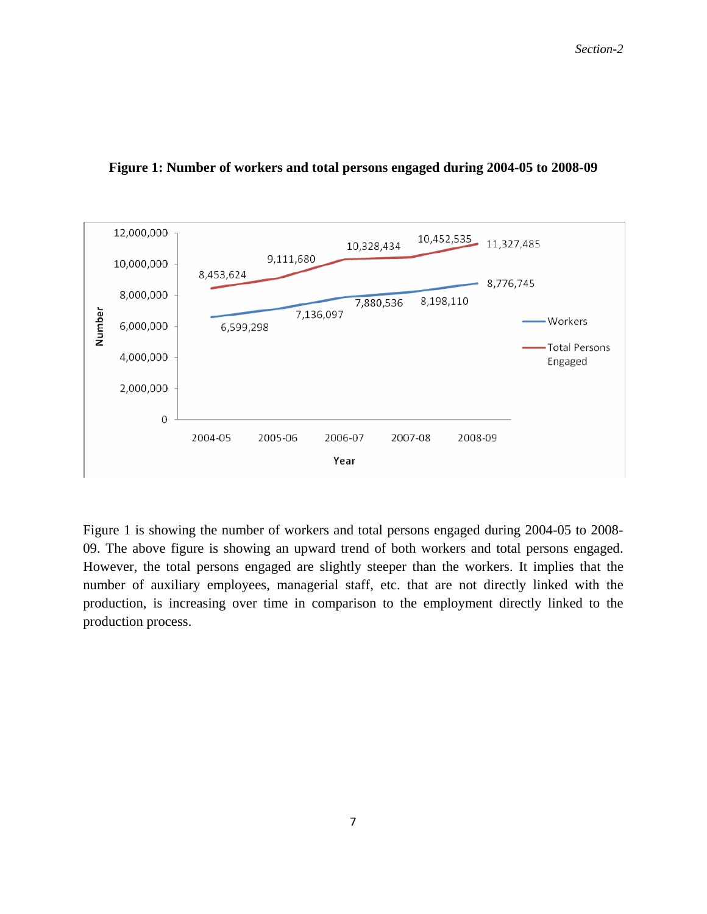**Figure 1: Number of workers and total persons engaged during 2004-05 to 2008-09**

Figure 1 is showing the number of workers and total persons engaged during 2004-05 to 2008-09. The above figure is showing an upward trend of both workers and total persons engaged. However, the total persons engaged are slightly steeper than the workers. It implies that the number of auxiliary employees, managerial staff, etc. that are not directly linked with the production, is increasing over time in comparison to the employment directly linked to the production process.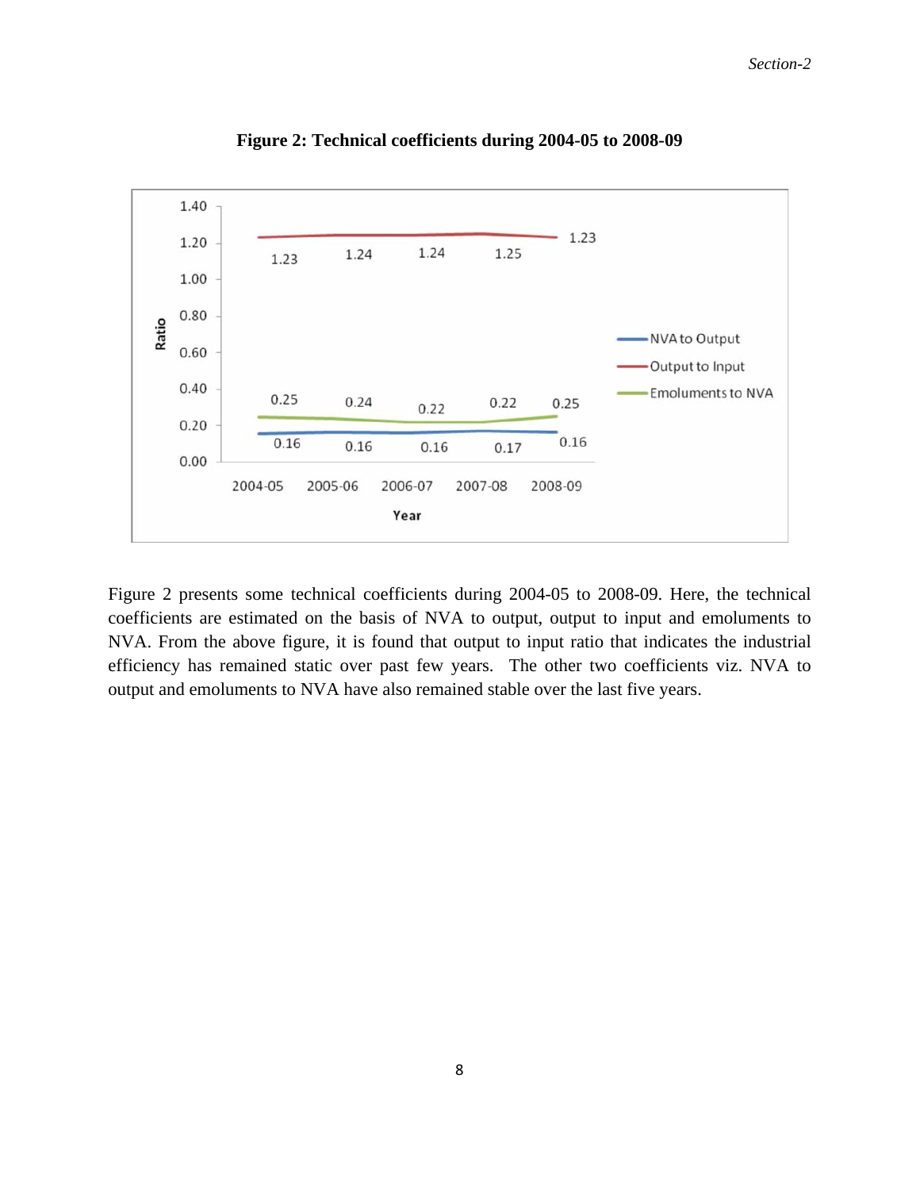**Figure 2: Technical coefficients during 2004-05 to 2008-09**

| Year | NVA to Output | Output to Input | Emoluments to NVA |
|---|---|---|---|
| 2004-05 | 0.16 | 1.23 | 0.25 |
| 2005-06 | 0.16 | 1.24 | 0.24 |
| 2006-07 | 0.16 | 1.24 | 0.22 |
| 2007-08 | 0.17 | 1.25 | 0.22 |
| 2008-09 | 0.16 | 1.23 | 0.25 |

Figure 2 presents some technical coefficients during 2004-05 to 2008-09. Here, the technical coefficients are estimated on the basis of NVA to output, output to input and emoluments to NVA. From the above figure, it is found that output to input ratio that indicates the industrial efficiency has remained static over past few years. The other two coefficients viz. NVA to output and emoluments to NVA have also remained stable over the last five years.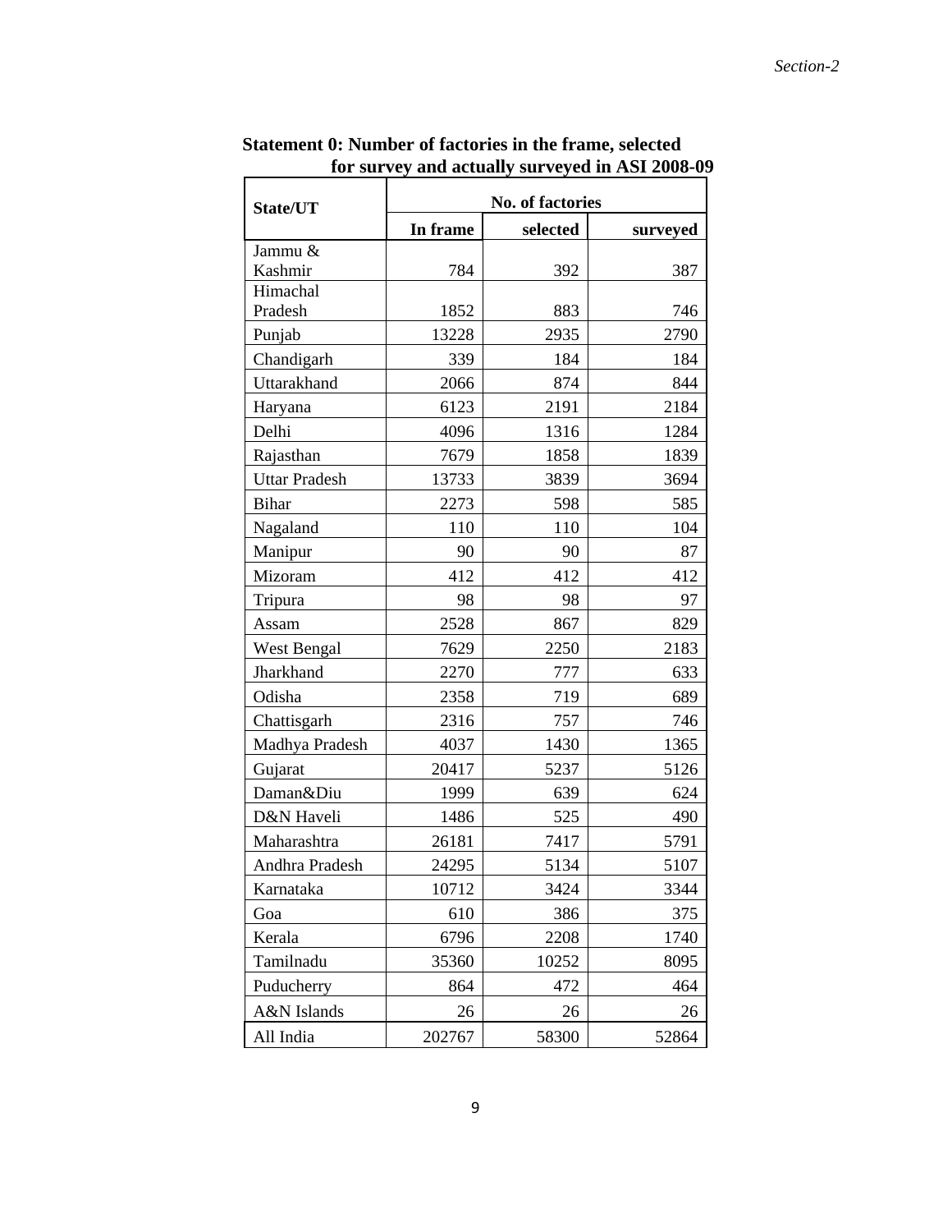**Statement 0: Number of factories in the frame, selected for survey and actually surveyed in ASI 2008-09**

| State/UT | No. of factories | | |
|---|---|---|---|
| | In frame | selected | surveyed |
| Jammu & Kashmir | 784 | 392 | 387 |
| Himachal Pradesh | 1852 | 883 | 746 |
| Punjab | 13228 | 2935 | 2790 |
| Chandigarh | 339 | 184 | 184 |
| Uttarakhand | 2066 | 874 | 844 |
| Haryana | 6123 | 2191 | 2184 |
| Delhi | 4096 | 1316 | 1284 |
| Rajasthan | 7679 | 1858 | 1839 |
| Uttar Pradesh | 13733 | 3839 | 3694 |
| Bihar | 2273 | 598 | 585 |
| Nagaland | 110 | 110 | 104 |
| Manipur | 90 | 90 | 87 |
| Mizoram | 412 | 412 | 412 |
| Tripura | 98 | 98 | 97 |
| Assam | 2528 | 867 | 829 |
| West Bengal | 7629 | 2250 | 2183 |
| Jharkhand | 2270 | 777 | 633 |
| Odisha | 2358 | 719 | 689 |
| Chattisgarh | 2316 | 757 | 746 |
| Madhya Pradesh | 4037 | 1430 | 1365 |
| Gujarat | 20417 | 5237 | 5126 |
| Daman&Diu | 1999 | 639 | 624 |
| D&N Haveli | 1486 | 525 | 490 |
| Maharashtra | 26181 | 7417 | 5791 |
| Andhra Pradesh | 24295 | 5134 | 5107 |
| Karnataka | 10712 | 3424 | 3344 |
| Goa | 610 | 386 | 375 |
| Kerala | 6796 | 2208 | 1740 |
| Tamilnadu | 35360 | 10252 | 8095 |
| Puducherry | 864 | 472 | 464 |
| A&N Islands | 26 | 26 | 26 |
| All India | 202767 | 58300 | 52864 |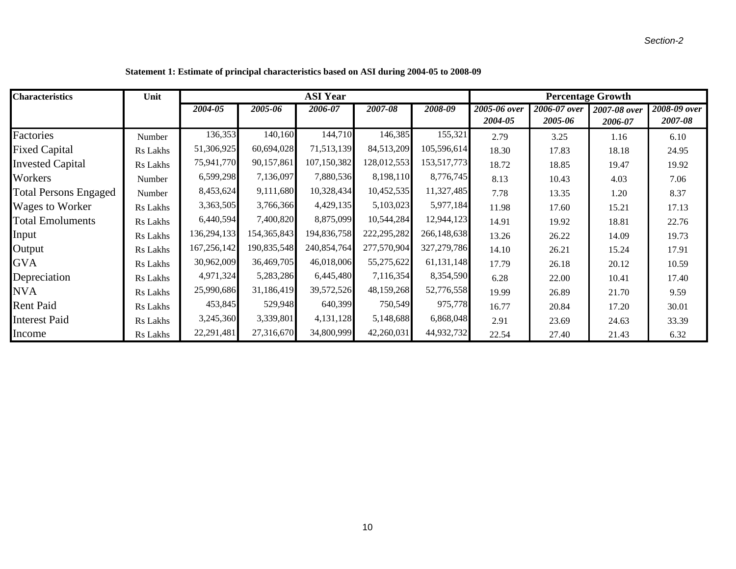**Statement 1: Estimate of principal characteristics based on ASI during 2004-05 to 2008-09**

| Characteristics | Unit | ASI Year | | | | | Percentage Growth | | | |
|---|---|---|---|---|---|---|---|---|---|---|
| | | *2004-05* | *2005-06* | *2006-07* | *2007-08* | *2008-09* | *2005-06 over 2004-05* | *2006-07 over 2005-06* | *2007-08 over 2006-07* | *2008-09 over 2007-08* |
| Factories | Number | 136,353 | 140,160 | 144,710 | 146,385 | 155,321 | 2.79 | 3.25 | 1.16 | 6.10 |
| Fixed Capital | Rs Lakhs | 51,306,925 | 60,694,028 | 71,513,139 | 84,513,209 | 105,596,614 | 18.30 | 17.83 | 18.18 | 24.95 |
| Invested Capital | Rs Lakhs | 75,941,770 | 90,157,861 | 107,150,382 | 128,012,553 | 153,517,773 | 18.72 | 18.85 | 19.47 | 19.92 |
| Workers | Number | 6,599,298 | 7,136,097 | 7,880,536 | 8,198,110 | 8,776,745 | 8.13 | 10.43 | 4.03 | 7.06 |
| Total Persons Engaged | Number | 8,453,624 | 9,111,680 | 10,328,434 | 10,452,535 | 11,327,485 | 7.78 | 13.35 | 1.20 | 8.37 |
| Wages to Worker | Rs Lakhs | 3,363,505 | 3,766,366 | 4,429,135 | 5,103,023 | 5,977,184 | 11.98 | 17.60 | 15.21 | 17.13 |
| Total Emoluments | Rs Lakhs | 6,440,594 | 7,400,820 | 8,875,099 | 10,544,284 | 12,944,123 | 14.91 | 19.92 | 18.81 | 22.76 |
| Input | Rs Lakhs | 136,294,133 | 154,365,843 | 194,836,758 | 222,295,282 | 266,148,638 | 13.26 | 26.22 | 14.09 | 19.73 |
| Output | Rs Lakhs | 167,256,142 | 190,835,548 | 240,854,764 | 277,570,904 | 327,279,786 | 14.10 | 26.21 | 15.24 | 17.91 |
| GVA | Rs Lakhs | 30,962,009 | 36,469,705 | 46,018,006 | 55,275,622 | 61,131,148 | 17.79 | 26.18 | 20.12 | 10.59 |
| Depreciation | Rs Lakhs | 4,971,324 | 5,283,286 | 6,445,480 | 7,116,354 | 8,354,590 | 6.28 | 22.00 | 10.41 | 17.40 |
| NVA | Rs Lakhs | 25,990,686 | 31,186,419 | 39,572,526 | 48,159,268 | 52,776,558 | 19.99 | 26.89 | 21.70 | 9.59 |
| Rent Paid | Rs Lakhs | 453,845 | 529,948 | 640,399 | 750,549 | 975,778 | 16.77 | 20.84 | 17.20 | 30.01 |
| Interest Paid | Rs Lakhs | 3,245,360 | 3,339,801 | 4,131,128 | 5,148,688 | 6,868,048 | 2.91 | 23.69 | 24.63 | 33.39 |
| Income | Rs Lakhs | 22,291,481 | 27,316,670 | 34,800,999 | 42,260,031 | 44,932,732 | 22.54 | 27.40 | 21.43 | 6.32 |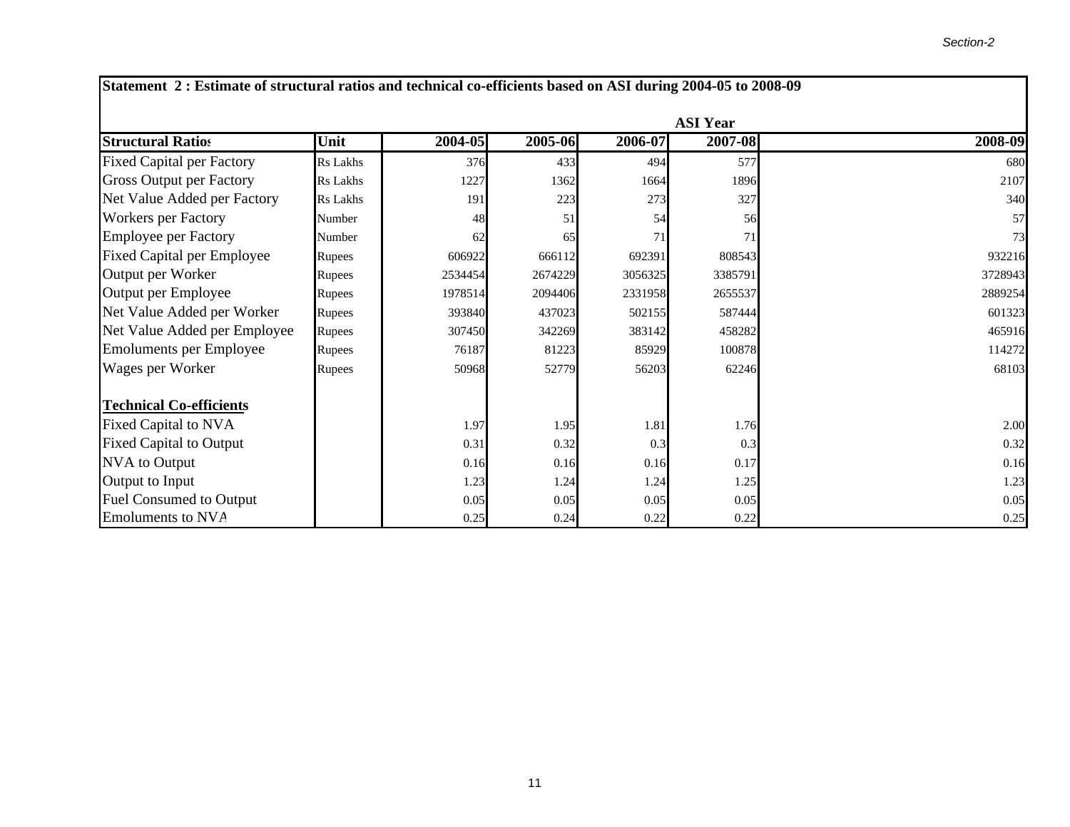**Statement 2 : Estimate of structural ratios and technical co-efficients based on ASI during 2004-05 to 2008-09**

| | | ASI Year | | | | |
|---|---|---|---|---|---|---|
| **Structural Ratios** | **Unit** | **2004-05** | **2005-06** | **2006-07** | **2007-08** | **2008-09** |
| Fixed Capital per Factory | Rs Lakhs | 376 | 433 | 494 | 577 | 680 |
| Gross Output per Factory | Rs Lakhs | 1227 | 1362 | 1664 | 1896 | 2107 |
| Net Value Added per Factory | Rs Lakhs | 191 | 223 | 273 | 327 | 340 |
| Workers per Factory | Number | 48 | 51 | 54 | 56 | 57 |
| Employee per Factory | Number | 62 | 65 | 71 | 71 | 73 |
| Fixed Capital per Employee | Rupees | 606922 | 666112 | 692391 | 808543 | 932216 |
| Output per Worker | Rupees | 2534454 | 2674229 | 3056325 | 3385791 | 3728943 |
| Output per Employee | Rupees | 1978514 | 2094406 | 2331958 | 2655537 | 2889254 |
| Net Value Added per Worker | Rupees | 393840 | 437023 | 502155 | 587444 | 601323 |
| Net Value Added per Employee | Rupees | 307450 | 342269 | 383142 | 458282 | 465916 |
| Emoluments per Employee | Rupees | 76187 | 81223 | 85929 | 100878 | 114272 |
| Wages per Worker | Rupees | 50968 | 52779 | 56203 | 62246 | 68103 |
| **Technical Co-efficients** | | | | | | |
| Fixed Capital to NVA | | 1.97 | 1.95 | 1.81 | 1.76 | 2.00 |
| Fixed Capital to Output | | 0.31 | 0.32 | 0.3 | 0.3 | 0.32 |
| NVA to Output | | 0.16 | 0.16 | 0.16 | 0.17 | 0.16 |
| Output to Input | | 1.23 | 1.24 | 1.24 | 1.25 | 1.23 |
| Fuel Consumed to Output | | 0.05 | 0.05 | 0.05 | 0.05 | 0.05 |
| Emoluments to NVA | | 0.25 | 0.24 | 0.22 | 0.22 | 0.25 |